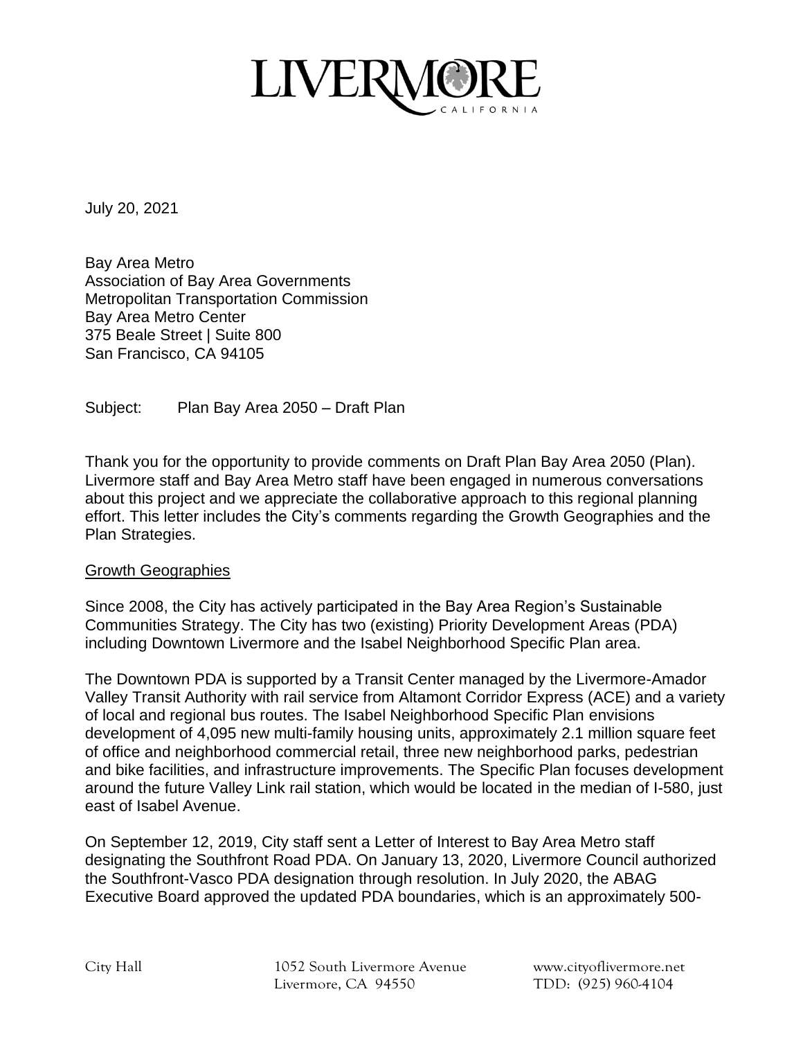# LIVERMORE

CALIFORNIA

July 20, 2021

Bay Area Metro
Association of Bay Area Governments
Metropolitan Transportation Commission
Bay Area Metro Center
375 Beale Street | Suite 800
San Francisco, CA 94105

Subject: Plan Bay Area 2050 – Draft Plan

Thank you for the opportunity to provide comments on Draft Plan Bay Area 2050 (Plan). Livermore staff and Bay Area Metro staff have been engaged in numerous conversations about this project and we appreciate the collaborative approach to this regional planning effort. This letter includes the City's comments regarding the Growth Geographies and the Plan Strategies.

## Growth Geographies

Since 2008, the City has actively participated in the Bay Area Region's Sustainable Communities Strategy. The City has two (existing) Priority Development Areas (PDA) including Downtown Livermore and the Isabel Neighborhood Specific Plan area.

The Downtown PDA is supported by a Transit Center managed by the Livermore-Amador Valley Transit Authority with rail service from Altamont Corridor Express (ACE) and a variety of local and regional bus routes. The Isabel Neighborhood Specific Plan envisions development of 4,095 new multi-family housing units, approximately 2.1 million square feet of office and neighborhood commercial retail, three new neighborhood parks, pedestrian and bike facilities, and infrastructure improvements. The Specific Plan focuses development around the future Valley Link rail station, which would be located in the median of I-580, just east of Isabel Avenue.

On September 12, 2019, City staff sent a Letter of Interest to Bay Area Metro staff designating the Southfront Road PDA. On January 13, 2020, Livermore Council authorized the Southfront-Vasco PDA designation through resolution. In July 2020, the ABAG Executive Board approved the updated PDA boundaries, which is an approximately 500-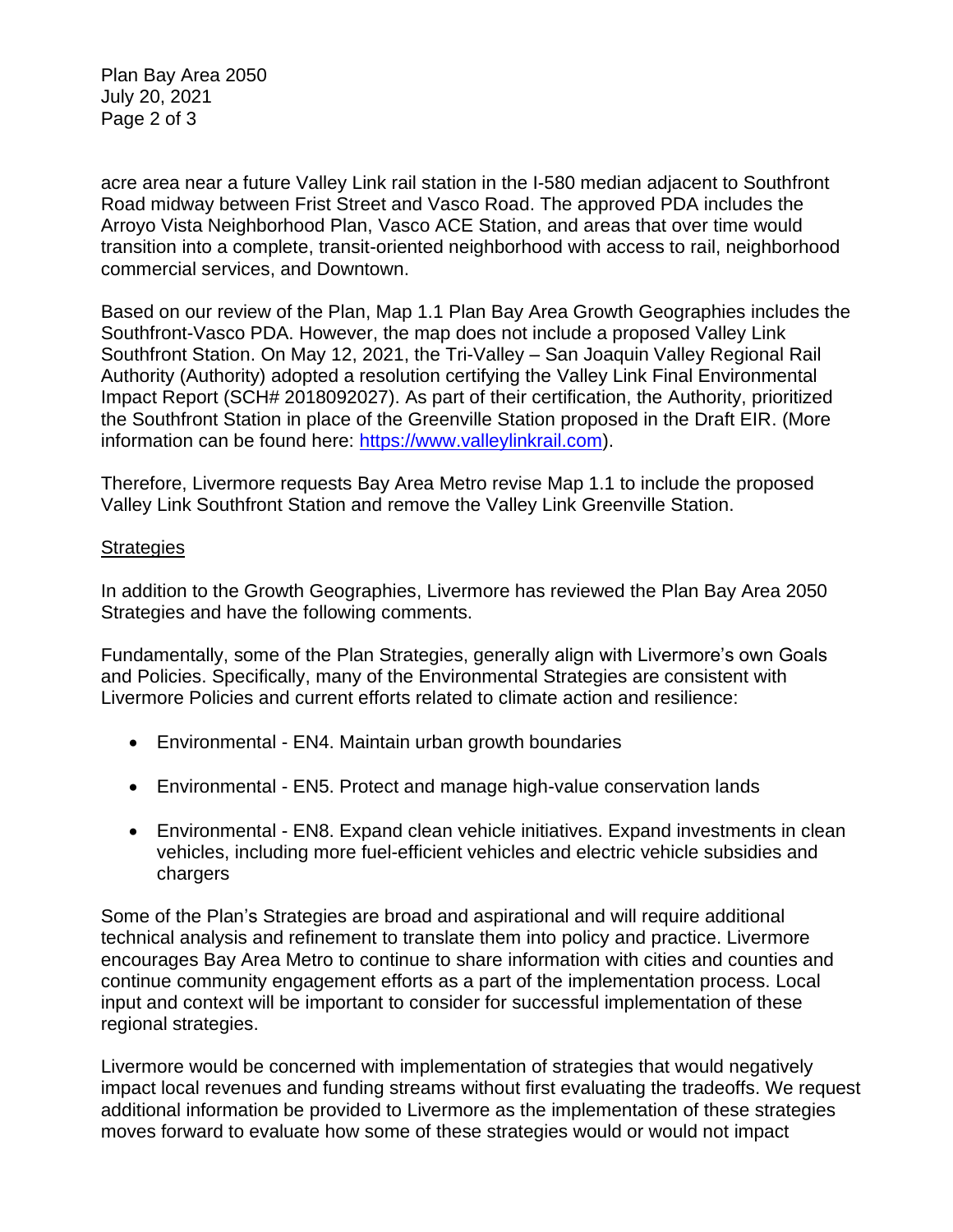acre area near a future Valley Link rail station in the I-580 median adjacent to Southfront Road midway between Frist Street and Vasco Road. The approved PDA includes the Arroyo Vista Neighborhood Plan, Vasco ACE Station, and areas that over time would transition into a complete, transit-oriented neighborhood with access to rail, neighborhood commercial services, and Downtown.

Based on our review of the Plan, Map 1.1 Plan Bay Area Growth Geographies includes the Southfront-Vasco PDA. However, the map does not include a proposed Valley Link Southfront Station. On May 12, 2021, the Tri-Valley – San Joaquin Valley Regional Rail Authority (Authority) adopted a resolution certifying the Valley Link Final Environmental Impact Report (SCH# 2018092027). As part of their certification, the Authority, prioritized the Southfront Station in place of the Greenville Station proposed in the Draft EIR. (More information can be found here: [https://www.valleylinkrail.com](https://www.valleylinkrail.com)).

Therefore, Livermore requests Bay Area Metro revise Map 1.1 to include the proposed Valley Link Southfront Station and remove the Valley Link Greenville Station.

<u>Strategies</u>

In addition to the Growth Geographies, Livermore has reviewed the Plan Bay Area 2050 Strategies and have the following comments.

Fundamentally, some of the Plan Strategies, generally align with Livermore's own Goals and Policies. Specifically, many of the Environmental Strategies are consistent with Livermore Policies and current efforts related to climate action and resilience:

- Environmental - EN4. Maintain urban growth boundaries
- Environmental - EN5. Protect and manage high-value conservation lands
- Environmental - EN8. Expand clean vehicle initiatives. Expand investments in clean vehicles, including more fuel-efficient vehicles and electric vehicle subsidies and chargers

Some of the Plan's Strategies are broad and aspirational and will require additional technical analysis and refinement to translate them into policy and practice. Livermore encourages Bay Area Metro to continue to share information with cities and counties and continue community engagement efforts as a part of the implementation process. Local input and context will be important to consider for successful implementation of these regional strategies.

Livermore would be concerned with implementation of strategies that would negatively impact local revenues and funding streams without first evaluating the tradeoffs. We request additional information be provided to Livermore as the implementation of these strategies moves forward to evaluate how some of these strategies would or would not impact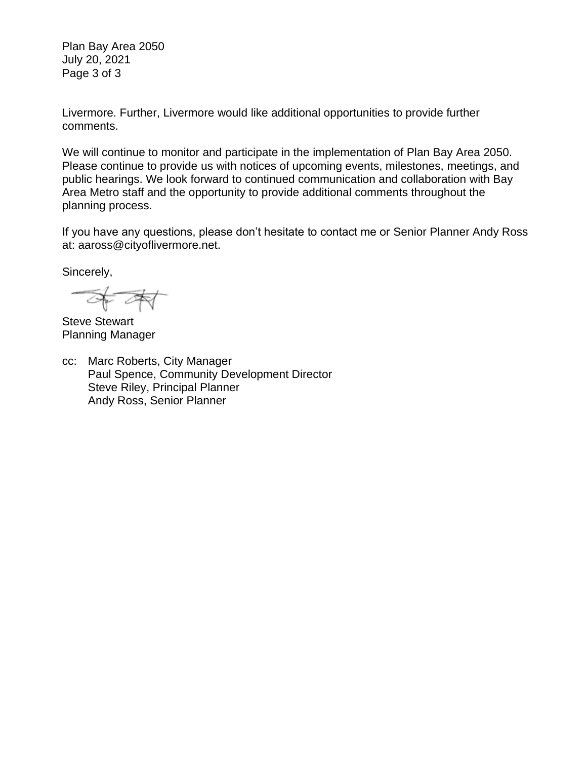Livermore. Further, Livermore would like additional opportunities to provide further comments.

We will continue to monitor and participate in the implementation of Plan Bay Area 2050. Please continue to provide us with notices of upcoming events, milestones, meetings, and public hearings. We look forward to continued communication and collaboration with Bay Area Metro staff and the opportunity to provide additional comments throughout the planning process.

If you have any questions, please don't hesitate to contact me or Senior Planner Andy Ross at: aaross@cityoflivermore.net.

Sincerely,

Steve Stewart
Planning Manager

cc: Marc Roberts, City Manager
Paul Spence, Community Development Director
Steve Riley, Principal Planner
Andy Ross, Senior Planner